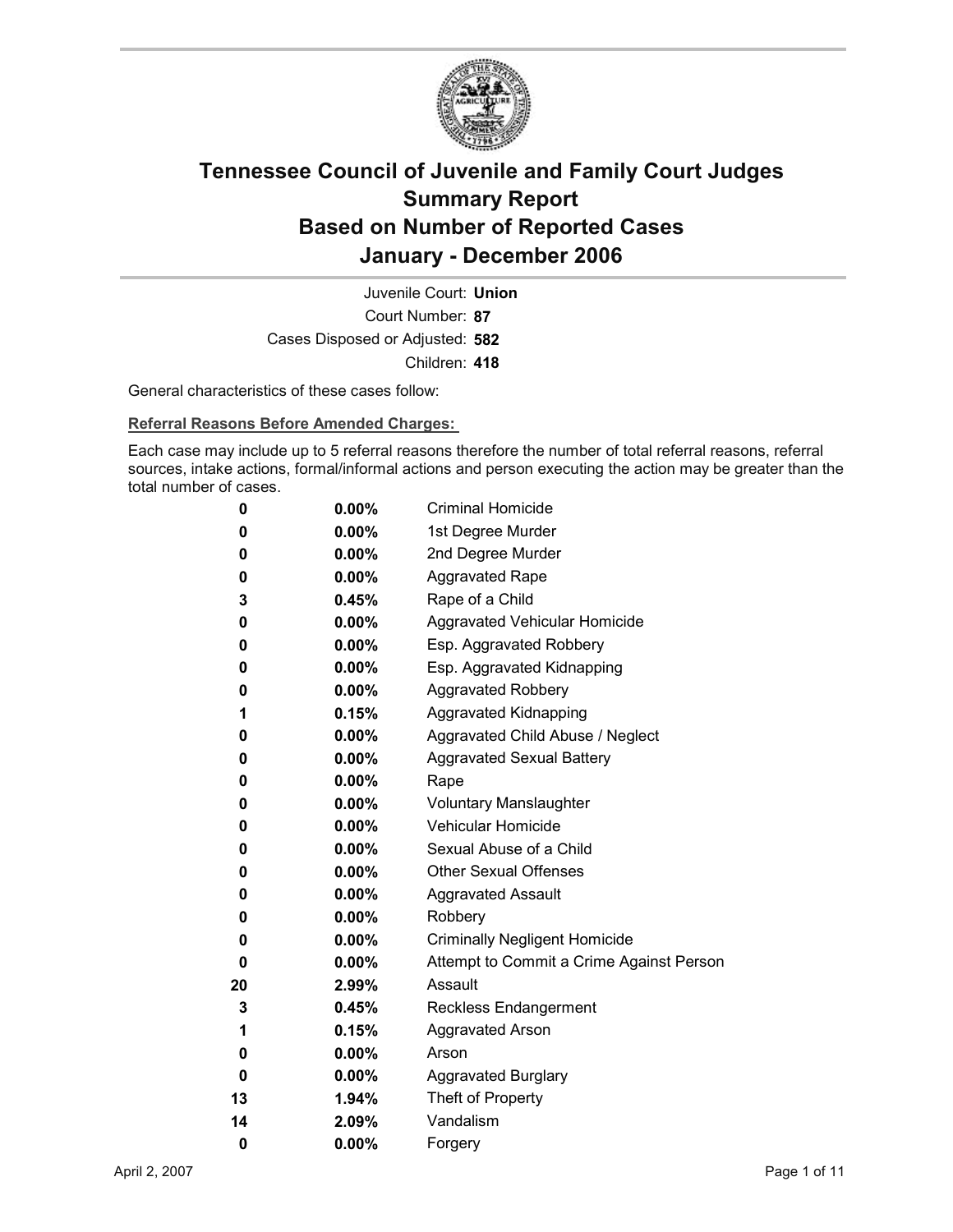# Tennessee Council of Juvenile and Family Court Judges
## Summary Report
## Based on Number of Reported Cases
## January - December 2006

Juvenile Court: **Union**
Court Number: **87**
Cases Disposed or Adjusted: **582**
Children: **418**

General characteristics of these cases follow:

**Referral Reasons Before Amended Charges:**

Each case may include up to 5 referral reasons therefore the number of total referral reasons, referral sources, intake actions, formal/informal actions and person executing the action may be greater than the total number of cases.

| Count | Percent | Referral Reason |
|---|---|---|
| 0 | 0.00% | Criminal Homicide |
| 0 | 0.00% | 1st Degree Murder |
| 0 | 0.00% | 2nd Degree Murder |
| 0 | 0.00% | Aggravated Rape |
| 3 | 0.45% | Rape of a Child |
| 0 | 0.00% | Aggravated Vehicular Homicide |
| 0 | 0.00% | Esp. Aggravated Robbery |
| 0 | 0.00% | Esp. Aggravated Kidnapping |
| 0 | 0.00% | Aggravated Robbery |
| 1 | 0.15% | Aggravated Kidnapping |
| 0 | 0.00% | Aggravated Child Abuse / Neglect |
| 0 | 0.00% | Aggravated Sexual Battery |
| 0 | 0.00% | Rape |
| 0 | 0.00% | Voluntary Manslaughter |
| 0 | 0.00% | Vehicular Homicide |
| 0 | 0.00% | Sexual Abuse of a Child |
| 0 | 0.00% | Other Sexual Offenses |
| 0 | 0.00% | Aggravated Assault |
| 0 | 0.00% | Robbery |
| 0 | 0.00% | Criminally Negligent Homicide |
| 0 | 0.00% | Attempt to Commit a Crime Against Person |
| 20 | 2.99% | Assault |
| 3 | 0.45% | Reckless Endangerment |
| 1 | 0.15% | Aggravated Arson |
| 0 | 0.00% | Arson |
| 0 | 0.00% | Aggravated Burglary |
| 13 | 1.94% | Theft of Property |
| 14 | 2.09% | Vandalism |
| 0 | 0.00% | Forgery |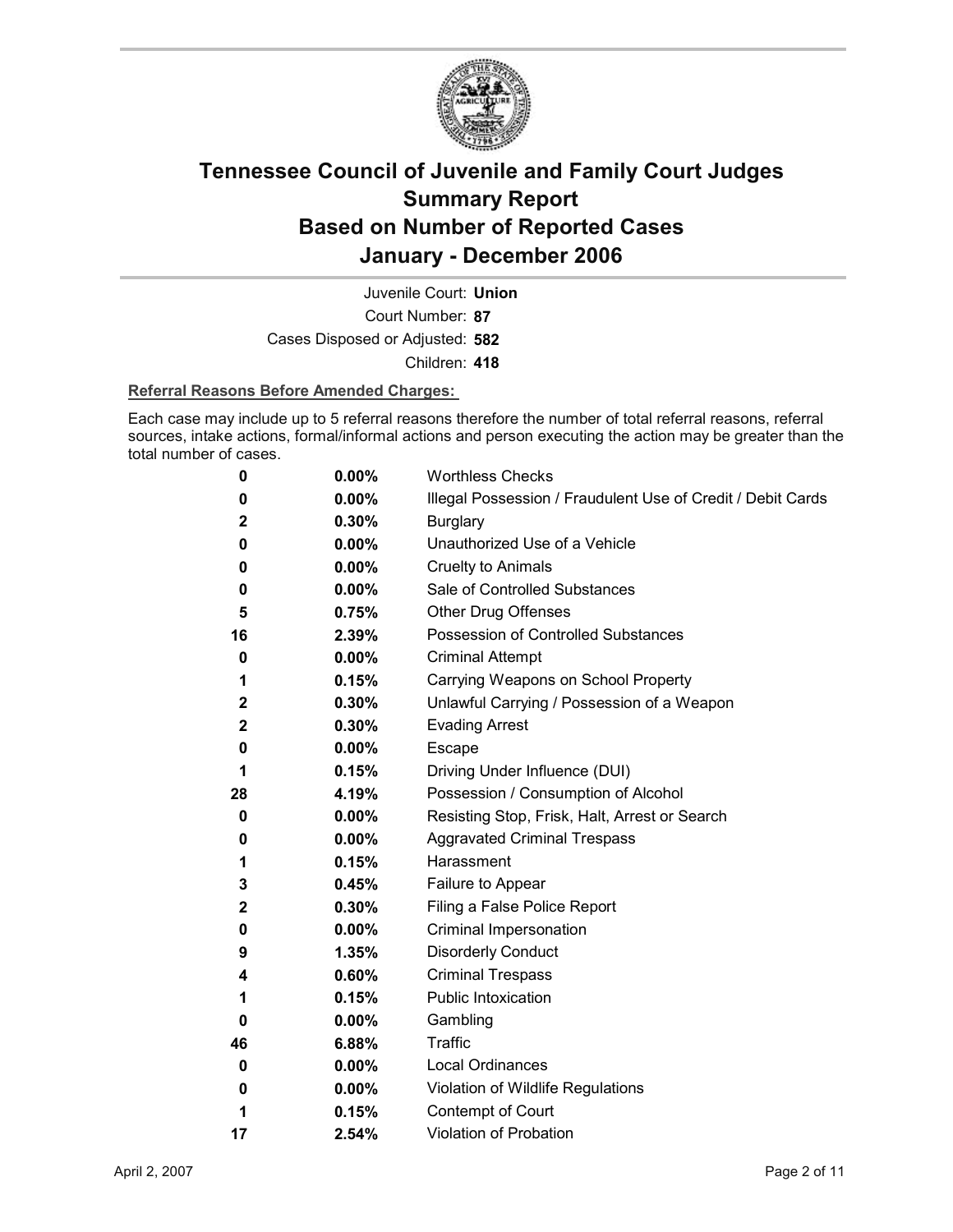# Tennessee Council of Juvenile and Family Court Judges
# Summary Report
# Based on Number of Reported Cases
# January - December 2006

Juvenile Court: **Union**
Court Number: **87**
Cases Disposed or Adjusted: **582**
Children: **418**

**Referral Reasons Before Amended Charges:**

Each case may include up to 5 referral reasons therefore the number of total referral reasons, referral sources, intake actions, formal/informal actions and person executing the action may be greater than the total number of cases.

| Count | Percent | Referral Reason |
|---|---|---|
| 0 | 0.00% | Worthless Checks |
| 0 | 0.00% | Illegal Possession / Fraudulent Use of Credit / Debit Cards |
| 2 | 0.30% | Burglary |
| 0 | 0.00% | Unauthorized Use of a Vehicle |
| 0 | 0.00% | Cruelty to Animals |
| 0 | 0.00% | Sale of Controlled Substances |
| 5 | 0.75% | Other Drug Offenses |
| 16 | 2.39% | Possession of Controlled Substances |
| 0 | 0.00% | Criminal Attempt |
| 1 | 0.15% | Carrying Weapons on School Property |
| 2 | 0.30% | Unlawful Carrying / Possession of a Weapon |
| 2 | 0.30% | Evading Arrest |
| 0 | 0.00% | Escape |
| 1 | 0.15% | Driving Under Influence (DUI) |
| 28 | 4.19% | Possession / Consumption of Alcohol |
| 0 | 0.00% | Resisting Stop, Frisk, Halt, Arrest or Search |
| 0 | 0.00% | Aggravated Criminal Trespass |
| 1 | 0.15% | Harassment |
| 3 | 0.45% | Failure to Appear |
| 2 | 0.30% | Filing a False Police Report |
| 0 | 0.00% | Criminal Impersonation |
| 9 | 1.35% | Disorderly Conduct |
| 4 | 0.60% | Criminal Trespass |
| 1 | 0.15% | Public Intoxication |
| 0 | 0.00% | Gambling |
| 46 | 6.88% | Traffic |
| 0 | 0.00% | Local Ordinances |
| 0 | 0.00% | Violation of Wildlife Regulations |
| 1 | 0.15% | Contempt of Court |
| 17 | 2.54% | Violation of Probation |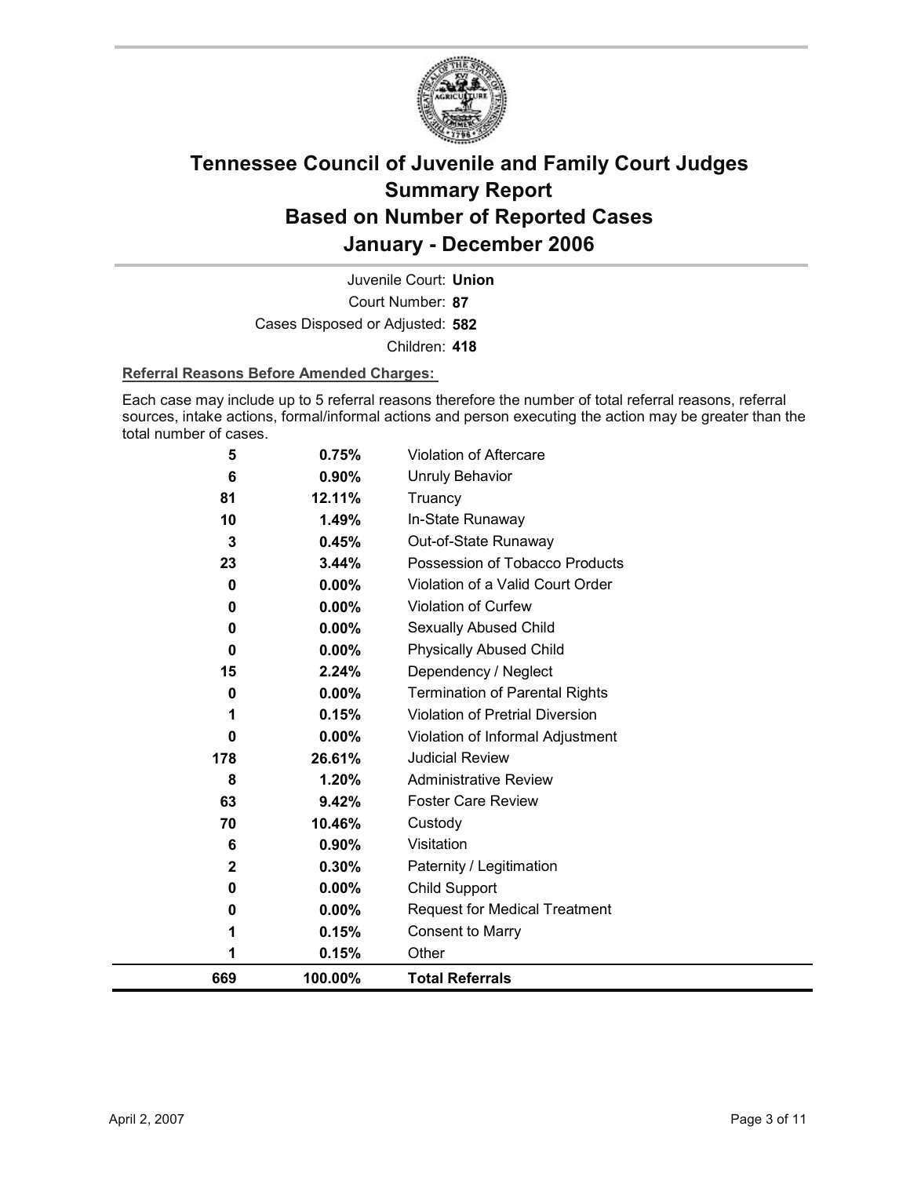# Tennessee Council of Juvenile and Family Court Judges Summary Report Based on Number of Reported Cases January - December 2006

Juvenile Court: **Union**

Court Number: **87**

Cases Disposed or Adjusted: **582**

Children: **418**

**Referral Reasons Before Amended Charges:**

Each case may include up to 5 referral reasons therefore the number of total referral reasons, referral sources, intake actions, formal/informal actions and person executing the action may be greater than the total number of cases.

| Count | Percent | Referral Reason |
|---|---|---|
| 5 | 0.75% | Violation of Aftercare |
| 6 | 0.90% | Unruly Behavior |
| 81 | 12.11% | Truancy |
| 10 | 1.49% | In-State Runaway |
| 3 | 0.45% | Out-of-State Runaway |
| 23 | 3.44% | Possession of Tobacco Products |
| 0 | 0.00% | Violation of a Valid Court Order |
| 0 | 0.00% | Violation of Curfew |
| 0 | 0.00% | Sexually Abused Child |
| 0 | 0.00% | Physically Abused Child |
| 15 | 2.24% | Dependency / Neglect |
| 0 | 0.00% | Termination of Parental Rights |
| 1 | 0.15% | Violation of Pretrial Diversion |
| 0 | 0.00% | Violation of Informal Adjustment |
| 178 | 26.61% | Judicial Review |
| 8 | 1.20% | Administrative Review |
| 63 | 9.42% | Foster Care Review |
| 70 | 10.46% | Custody |
| 6 | 0.90% | Visitation |
| 2 | 0.30% | Paternity / Legitimation |
| 0 | 0.00% | Child Support |
| 0 | 0.00% | Request for Medical Treatment |
| 1 | 0.15% | Consent to Marry |
| 1 | 0.15% | Other |
| **669** | **100.00%** | **Total Referrals** |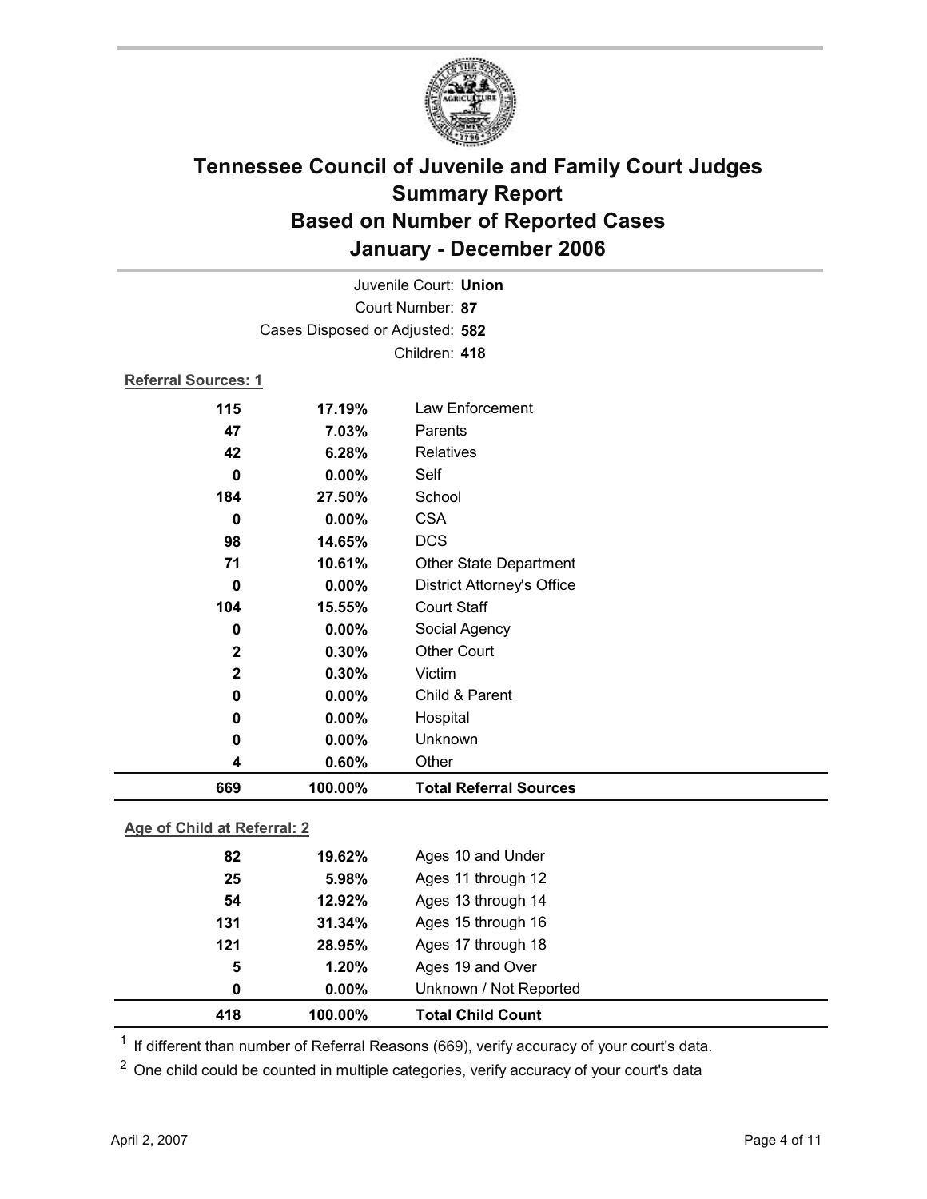# Tennessee Council of Juvenile and Family Court Judges
## Summary Report
## Based on Number of Reported Cases
## January - December 2006

Juvenile Court: **Union**
Court Number: **87**
Cases Disposed or Adjusted: **582**
Children: **418**

**Referral Sources: 1**

| Count | Percent | Source |
|---|---|---|
| 115 | 17.19% | Law Enforcement |
| 47 | 7.03% | Parents |
| 42 | 6.28% | Relatives |
| 0 | 0.00% | Self |
| 184 | 27.50% | School |
| 0 | 0.00% | CSA |
| 98 | 14.65% | DCS |
| 71 | 10.61% | Other State Department |
| 0 | 0.00% | District Attorney's Office |
| 104 | 15.55% | Court Staff |
| 0 | 0.00% | Social Agency |
| 2 | 0.30% | Other Court |
| 2 | 0.30% | Victim |
| 0 | 0.00% | Child & Parent |
| 0 | 0.00% | Hospital |
| 0 | 0.00% | Unknown |
| 4 | 0.60% | Other |
| **669** | **100.00%** | **Total Referral Sources** |

**Age of Child at Referral: 2**

| Count | Percent | Age |
|---|---|---|
| 82 | 19.62% | Ages 10 and Under |
| 25 | 5.98% | Ages 11 through 12 |
| 54 | 12.92% | Ages 13 through 14 |
| 131 | 31.34% | Ages 15 through 16 |
| 121 | 28.95% | Ages 17 through 18 |
| 5 | 1.20% | Ages 19 and Over |
| 0 | 0.00% | Unknown / Not Reported |
| **418** | **100.00%** | **Total Child Count** |

[1] If different than number of Referral Reasons (669), verify accuracy of your court's data.

[2] One child could be counted in multiple categories, verify accuracy of your court's data

April 2, 2007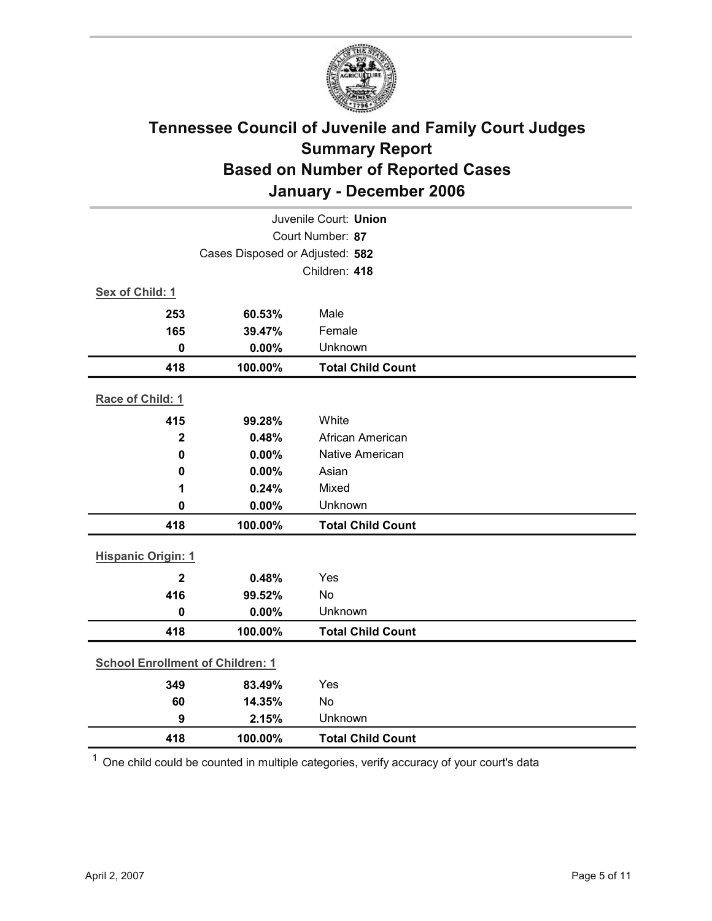# Tennessee Council of Juvenile and Family Court Judges
## Summary Report
## Based on Number of Reported Cases
## January - December 2006

Juvenile Court: **Union**
Court Number: **87**
Cases Disposed or Adjusted: **582**
Children: **418**

**Sex of Child: 1**

| | | |
|---|---|---|
| **253** | **60.53%** | Male |
| **165** | **39.47%** | Female |
| **0** | **0.00%** | Unknown |
| **418** | **100.00%** | **Total Child Count** |

**Race of Child: 1**

| | | |
|---|---|---|
| **415** | **99.28%** | White |
| **2** | **0.48%** | African American |
| **0** | **0.00%** | Native American |
| **0** | **0.00%** | Asian |
| **1** | **0.24%** | Mixed |
| **0** | **0.00%** | Unknown |
| **418** | **100.00%** | **Total Child Count** |

**Hispanic Origin: 1**

| | | |
|---|---|---|
| **2** | **0.48%** | Yes |
| **416** | **99.52%** | No |
| **0** | **0.00%** | Unknown |
| **418** | **100.00%** | **Total Child Count** |

**School Enrollment of Children: 1**

| | | |
|---|---|---|
| **349** | **83.49%** | Yes |
| **60** | **14.35%** | No |
| **9** | **2.15%** | Unknown |
| **418** | **100.00%** | **Total Child Count** |

[1] One child could be counted in multiple categories, verify accuracy of your court's data

April 2, 2007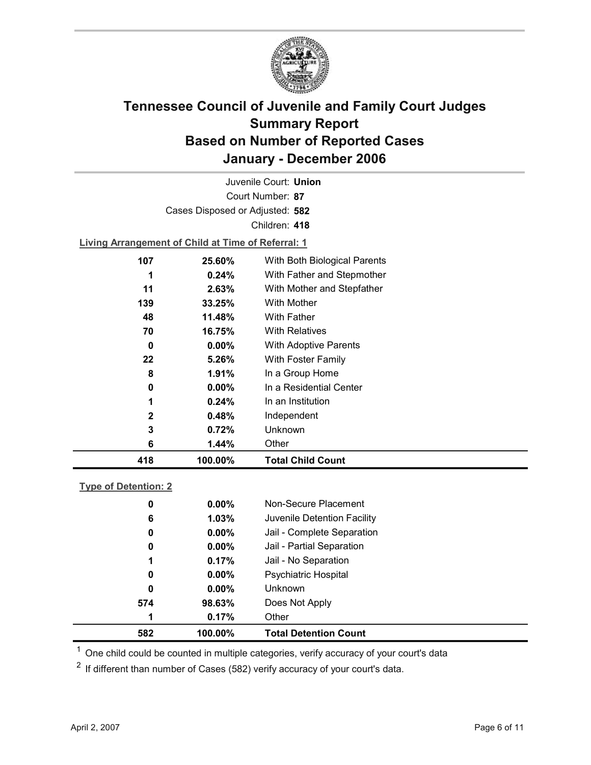# Tennessee Council of Juvenile and Family Court Judges
## Summary Report
## Based on Number of Reported Cases
## January - December 2006

Juvenile Court: **Union**

Court Number: **87**

Cases Disposed or Adjusted: **582**

Children: **418**

**Living Arrangement of Child at Time of Referral: 1**

| Count | Percent | Category |
|---|---|---|
| 107 | 25.60% | With Both Biological Parents |
| 1 | 0.24% | With Father and Stepmother |
| 11 | 2.63% | With Mother and Stepfather |
| 139 | 33.25% | With Mother |
| 48 | 11.48% | With Father |
| 70 | 16.75% | With Relatives |
| 0 | 0.00% | With Adoptive Parents |
| 22 | 5.26% | With Foster Family |
| 8 | 1.91% | In a Group Home |
| 0 | 0.00% | In a Residential Center |
| 1 | 0.24% | In an Institution |
| 2 | 0.48% | Independent |
| 3 | 0.72% | Unknown |
| 6 | 1.44% | Other |
| **418** | **100.00%** | **Total Child Count** |

**Type of Detention: 2**

| Count | Percent | Category |
|---|---|---|
| 0 | 0.00% | Non-Secure Placement |
| 6 | 1.03% | Juvenile Detention Facility |
| 0 | 0.00% | Jail - Complete Separation |
| 0 | 0.00% | Jail - Partial Separation |
| 1 | 0.17% | Jail - No Separation |
| 0 | 0.00% | Psychiatric Hospital |
| 0 | 0.00% | Unknown |
| 574 | 98.63% | Does Not Apply |
| 1 | 0.17% | Other |
| **582** | **100.00%** | **Total Detention Count** |

[1] One child could be counted in multiple categories, verify accuracy of your court's data

[2] If different than number of Cases (582) verify accuracy of your court's data.

April 2, 2007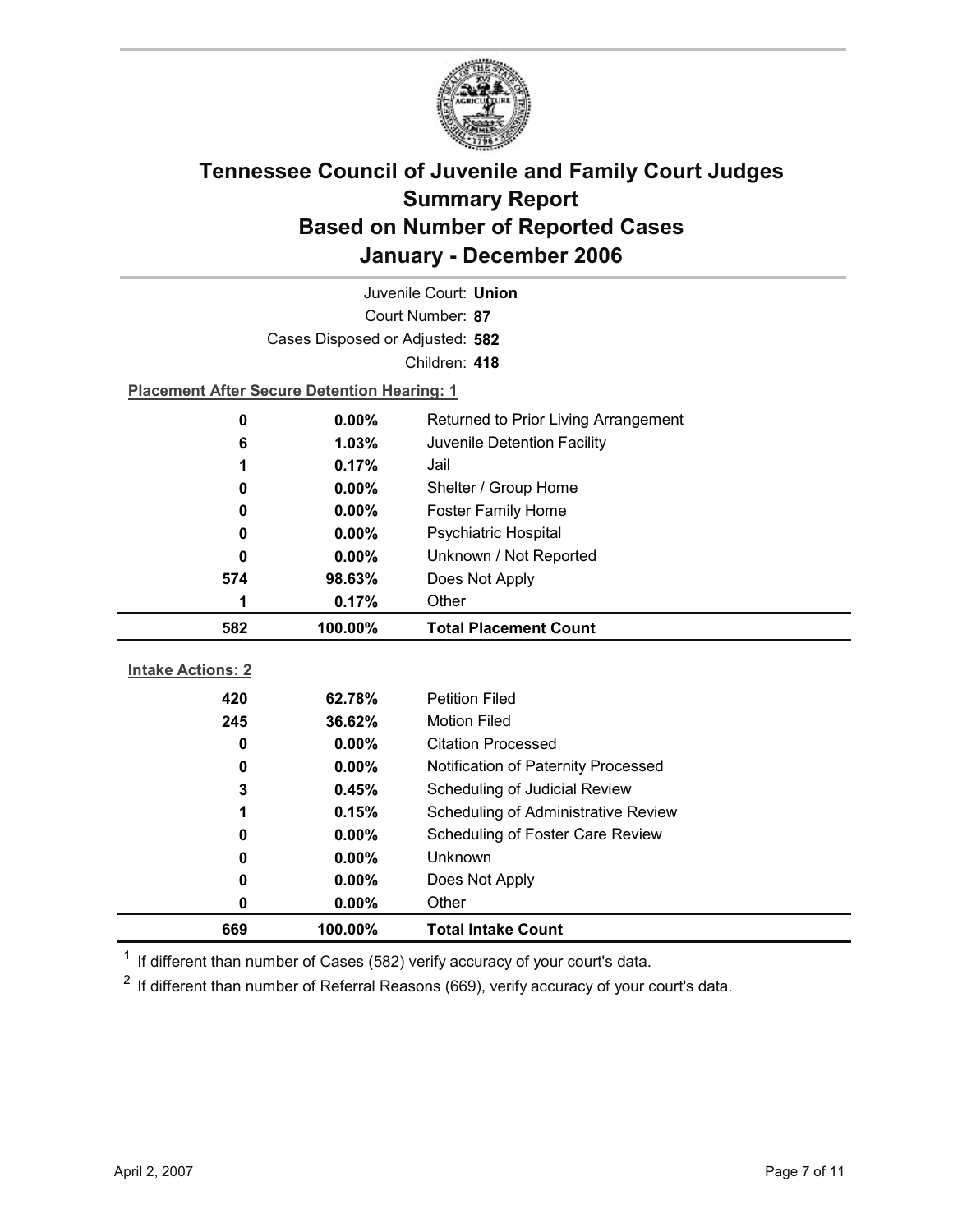# Tennessee Council of Juvenile and Family Court Judges Summary Report Based on Number of Reported Cases January - December 2006

Juvenile Court: **Union**

Court Number: **87**

Cases Disposed or Adjusted: **582**

Children: **418**

**Placement After Secure Detention Hearing: 1**

| | | |
|---|---|---|
| 0 | 0.00% | Returned to Prior Living Arrangement |
| 6 | 1.03% | Juvenile Detention Facility |
| 1 | 0.17% | Jail |
| 0 | 0.00% | Shelter / Group Home |
| 0 | 0.00% | Foster Family Home |
| 0 | 0.00% | Psychiatric Hospital |
| 0 | 0.00% | Unknown / Not Reported |
| 574 | 98.63% | Does Not Apply |
| 1 | 0.17% | Other |
| **582** | **100.00%** | **Total Placement Count** |

**Intake Actions: 2**

| | | |
|---|---|---|
| 420 | 62.78% | Petition Filed |
| 245 | 36.62% | Motion Filed |
| 0 | 0.00% | Citation Processed |
| 0 | 0.00% | Notification of Paternity Processed |
| 3 | 0.45% | Scheduling of Judicial Review |
| 1 | 0.15% | Scheduling of Administrative Review |
| 0 | 0.00% | Scheduling of Foster Care Review |
| 0 | 0.00% | Unknown |
| 0 | 0.00% | Does Not Apply |
| 0 | 0.00% | Other |
| **669** | **100.00%** | **Total Intake Count** |

[1] If different than number of Cases (582) verify accuracy of your court's data.

[2] If different than number of Referral Reasons (669), verify accuracy of your court's data.

April 2, 2007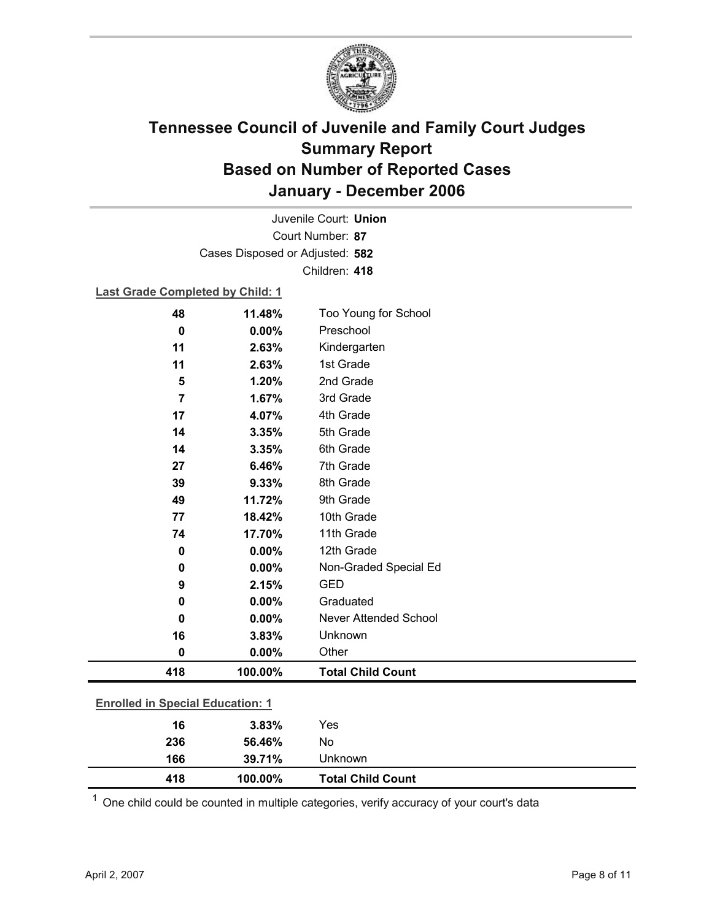# Tennessee Council of Juvenile and Family Court Judges
## Summary Report
## Based on Number of Reported Cases
## January - December 2006

Juvenile Court: **Union**

Court Number: **87**

Cases Disposed or Adjusted: **582**

Children: **418**

**Last Grade Completed by Child: 1**

| | | |
|---|---|---|
| 48 | 11.48% | Too Young for School |
| 0 | 0.00% | Preschool |
| 11 | 2.63% | Kindergarten |
| 11 | 2.63% | 1st Grade |
| 5 | 1.20% | 2nd Grade |
| 7 | 1.67% | 3rd Grade |
| 17 | 4.07% | 4th Grade |
| 14 | 3.35% | 5th Grade |
| 14 | 3.35% | 6th Grade |
| 27 | 6.46% | 7th Grade |
| 39 | 9.33% | 8th Grade |
| 49 | 11.72% | 9th Grade |
| 77 | 18.42% | 10th Grade |
| 74 | 17.70% | 11th Grade |
| 0 | 0.00% | 12th Grade |
| 0 | 0.00% | Non-Graded Special Ed |
| 9 | 2.15% | GED |
| 0 | 0.00% | Graduated |
| 0 | 0.00% | Never Attended School |
| 16 | 3.83% | Unknown |
| 0 | 0.00% | Other |
| **418** | **100.00%** | **Total Child Count** |

**Enrolled in Special Education: 1**

| | | |
|---|---|---|
| 16 | 3.83% | Yes |
| 236 | 56.46% | No |
| 166 | 39.71% | Unknown |
| **418** | **100.00%** | **Total Child Count** |

[1] One child could be counted in multiple categories, verify accuracy of your court's data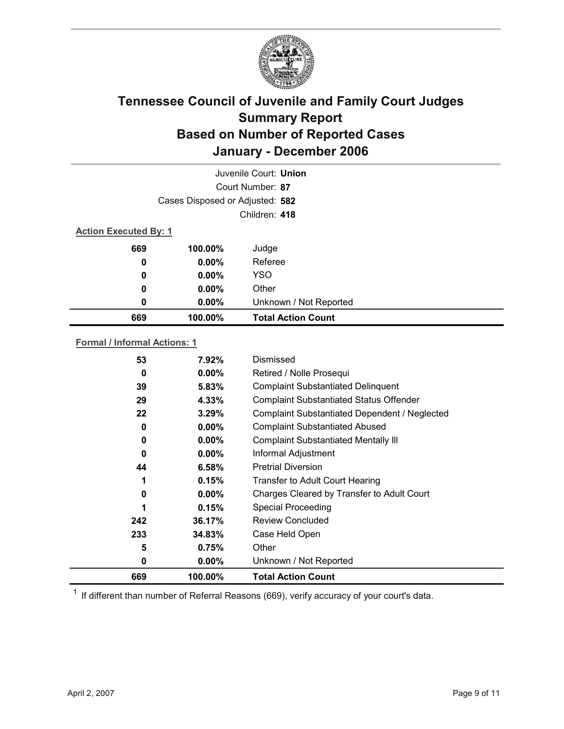# Tennessee Council of Juvenile and Family Court Judges Summary Report Based on Number of Reported Cases January - December 2006

Juvenile Court: **Union**

Court Number: **87**

Cases Disposed or Adjusted: **582**

Children: **418**

**Action Executed By: 1**

| | | |
|---|---|---|
| 669 | 100.00% | Judge |
| 0 | 0.00% | Referee |
| 0 | 0.00% | YSO |
| 0 | 0.00% | Other |
| 0 | 0.00% | Unknown / Not Reported |
| **669** | **100.00%** | **Total Action Count** |

**Formal / Informal Actions: 1**

| | | |
|---|---|---|
| 53 | 7.92% | Dismissed |
| 0 | 0.00% | Retired / Nolle Prosequi |
| 39 | 5.83% | Complaint Substantiated Delinquent |
| 29 | 4.33% | Complaint Substantiated Status Offender |
| 22 | 3.29% | Complaint Substantiated Dependent / Neglected |
| 0 | 0.00% | Complaint Substantiated Abused |
| 0 | 0.00% | Complaint Substantiated Mentally Ill |
| 0 | 0.00% | Informal Adjustment |
| 44 | 6.58% | Pretrial Diversion |
| 1 | 0.15% | Transfer to Adult Court Hearing |
| 0 | 0.00% | Charges Cleared by Transfer to Adult Court |
| 1 | 0.15% | Special Proceeding |
| 242 | 36.17% | Review Concluded |
| 233 | 34.83% | Case Held Open |
| 5 | 0.75% | Other |
| 0 | 0.00% | Unknown / Not Reported |
| **669** | **100.00%** | **Total Action Count** |

[1] If different than number of Referral Reasons (669), verify accuracy of your court's data.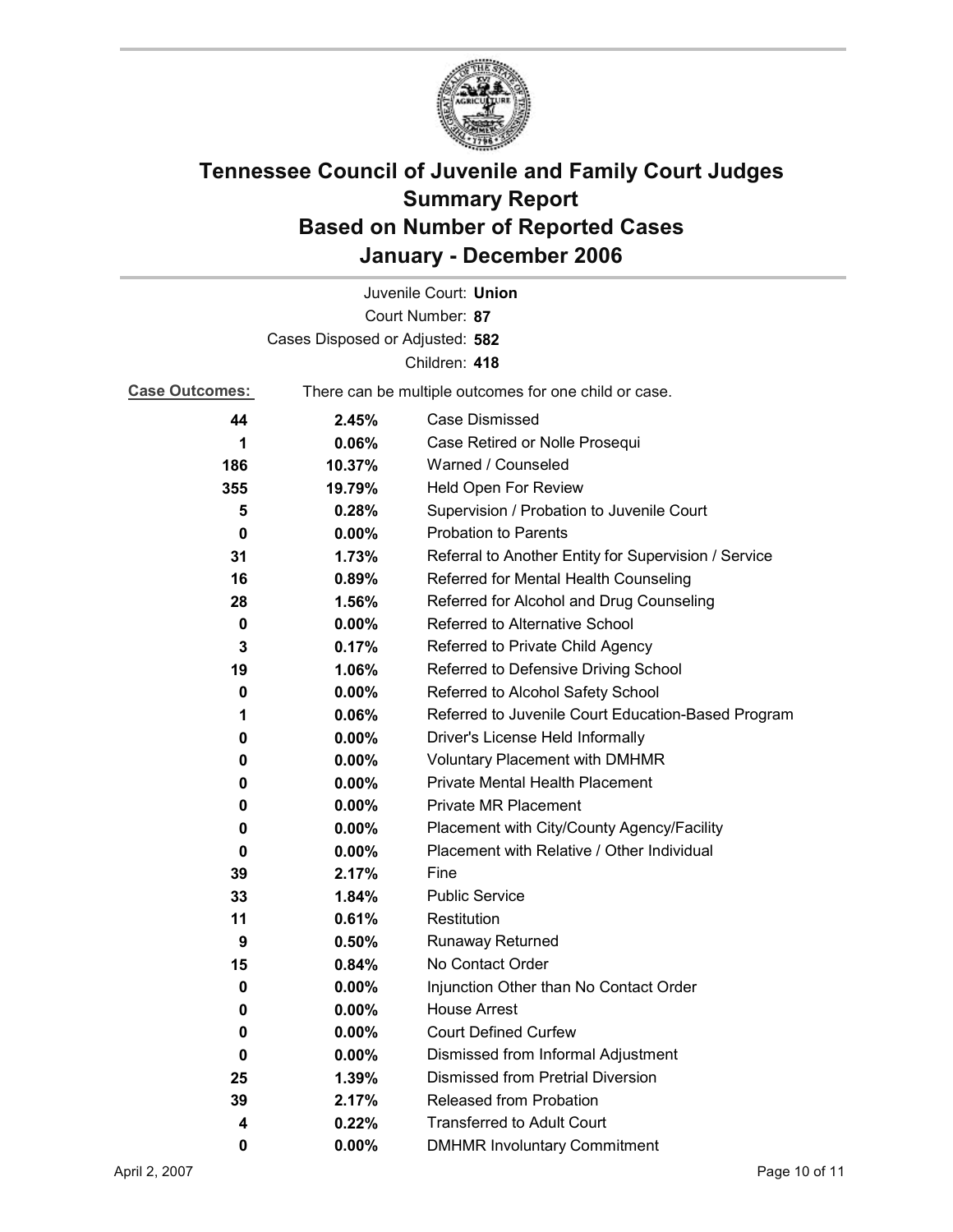# Tennessee Council of Juvenile and Family Court Judges Summary Report Based on Number of Reported Cases January - December 2006

Juvenile Court: **Union**

Court Number: **87**

Cases Disposed or Adjusted: **582**

Children: **418**

**Case Outcomes:** There can be multiple outcomes for one child or case.

| Count | Percent | Outcome |
|---|---|---|
| 44 | 2.45% | Case Dismissed |
| 1 | 0.06% | Case Retired or Nolle Prosequi |
| 186 | 10.37% | Warned / Counseled |
| 355 | 19.79% | Held Open For Review |
| 5 | 0.28% | Supervision / Probation to Juvenile Court |
| 0 | 0.00% | Probation to Parents |
| 31 | 1.73% | Referral to Another Entity for Supervision / Service |
| 16 | 0.89% | Referred for Mental Health Counseling |
| 28 | 1.56% | Referred for Alcohol and Drug Counseling |
| 0 | 0.00% | Referred to Alternative School |
| 3 | 0.17% | Referred to Private Child Agency |
| 19 | 1.06% | Referred to Defensive Driving School |
| 0 | 0.00% | Referred to Alcohol Safety School |
| 1 | 0.06% | Referred to Juvenile Court Education-Based Program |
| 0 | 0.00% | Driver's License Held Informally |
| 0 | 0.00% | Voluntary Placement with DMHMR |
| 0 | 0.00% | Private Mental Health Placement |
| 0 | 0.00% | Private MR Placement |
| 0 | 0.00% | Placement with City/County Agency/Facility |
| 0 | 0.00% | Placement with Relative / Other Individual |
| 39 | 2.17% | Fine |
| 33 | 1.84% | Public Service |
| 11 | 0.61% | Restitution |
| 9 | 0.50% | Runaway Returned |
| 15 | 0.84% | No Contact Order |
| 0 | 0.00% | Injunction Other than No Contact Order |
| 0 | 0.00% | House Arrest |
| 0 | 0.00% | Court Defined Curfew |
| 0 | 0.00% | Dismissed from Informal Adjustment |
| 25 | 1.39% | Dismissed from Pretrial Diversion |
| 39 | 2.17% | Released from Probation |
| 4 | 0.22% | Transferred to Adult Court |
| 0 | 0.00% | DMHMR Involuntary Commitment |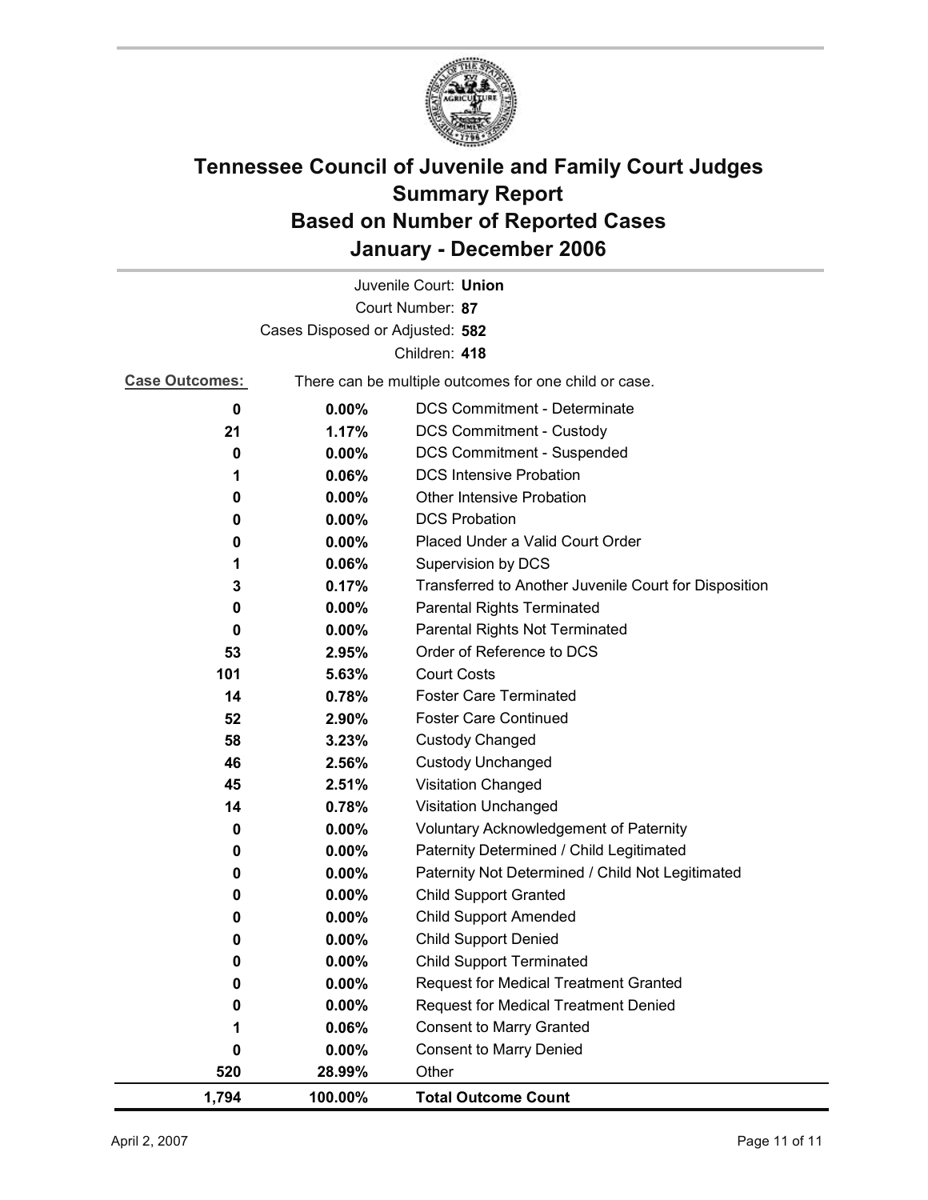# Tennessee Council of Juvenile and Family Court Judges
# Summary Report
# Based on Number of Reported Cases
# January - December 2006

Juvenile Court: **Union**

Court Number: **87**

Cases Disposed or Adjusted: **582**

Children: **418**

**Case Outcomes:** There can be multiple outcomes for one child or case.

| | | |
|---|---|---|
| 0 | 0.00% | DCS Commitment - Determinate |
| 21 | 1.17% | DCS Commitment - Custody |
| 0 | 0.00% | DCS Commitment - Suspended |
| 1 | 0.06% | DCS Intensive Probation |
| 0 | 0.00% | Other Intensive Probation |
| 0 | 0.00% | DCS Probation |
| 0 | 0.00% | Placed Under a Valid Court Order |
| 1 | 0.06% | Supervision by DCS |
| 3 | 0.17% | Transferred to Another Juvenile Court for Disposition |
| 0 | 0.00% | Parental Rights Terminated |
| 0 | 0.00% | Parental Rights Not Terminated |
| 53 | 2.95% | Order of Reference to DCS |
| 101 | 5.63% | Court Costs |
| 14 | 0.78% | Foster Care Terminated |
| 52 | 2.90% | Foster Care Continued |
| 58 | 3.23% | Custody Changed |
| 46 | 2.56% | Custody Unchanged |
| 45 | 2.51% | Visitation Changed |
| 14 | 0.78% | Visitation Unchanged |
| 0 | 0.00% | Voluntary Acknowledgement of Paternity |
| 0 | 0.00% | Paternity Determined / Child Legitimated |
| 0 | 0.00% | Paternity Not Determined / Child Not Legitimated |
| 0 | 0.00% | Child Support Granted |
| 0 | 0.00% | Child Support Amended |
| 0 | 0.00% | Child Support Denied |
| 0 | 0.00% | Child Support Terminated |
| 0 | 0.00% | Request for Medical Treatment Granted |
| 0 | 0.00% | Request for Medical Treatment Denied |
| 1 | 0.06% | Consent to Marry Granted |
| 0 | 0.00% | Consent to Marry Denied |
| 520 | 28.99% | Other |
| **1,794** | **100.00%** | **Total Outcome Count** |

April 2, 2007